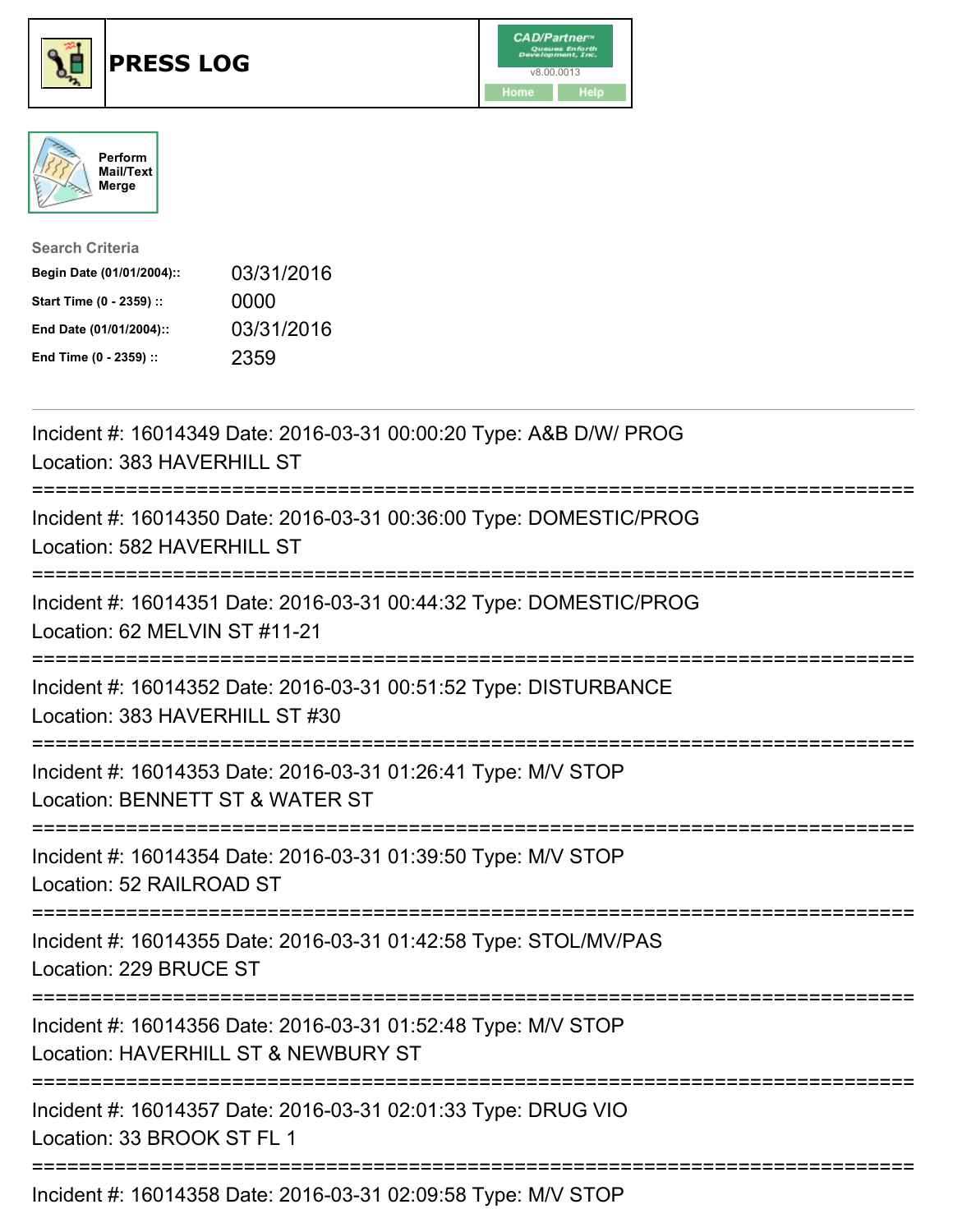# PRESS LOG

Perform Mail/Text Merge

**Search Criteria**

| | |
|---|---|
| **Begin Date (01/01/2004)::** | 03/31/2016 |
| **Start Time (0 - 2359) ::** | 0000 |
| **End Date (01/01/2004)::** | 03/31/2016 |
| **End Time (0 - 2359) ::** | 2359 |

Incident #: 16014349 Date: 2016-03-31 00:00:20 Type: A&B D/W/ PROG
Location: 383 HAVERHILL ST

===========================================================================

Incident #: 16014350 Date: 2016-03-31 00:36:00 Type: DOMESTIC/PROG
Location: 582 HAVERHILL ST

===========================================================================

Incident #: 16014351 Date: 2016-03-31 00:44:32 Type: DOMESTIC/PROG
Location: 62 MELVIN ST #11-21

===========================================================================

Incident #: 16014352 Date: 2016-03-31 00:51:52 Type: DISTURBANCE
Location: 383 HAVERHILL ST #30

===========================================================================

Incident #: 16014353 Date: 2016-03-31 01:26:41 Type: M/V STOP
Location: BENNETT ST & WATER ST

===========================================================================

Incident #: 16014354 Date: 2016-03-31 01:39:50 Type: M/V STOP
Location: 52 RAILROAD ST

===========================================================================

Incident #: 16014355 Date: 2016-03-31 01:42:58 Type: STOL/MV/PAS
Location: 229 BRUCE ST

===========================================================================

Incident #: 16014356 Date: 2016-03-31 01:52:48 Type: M/V STOP
Location: HAVERHILL ST & NEWBURY ST

===========================================================================

Incident #: 16014357 Date: 2016-03-31 02:01:33 Type: DRUG VIO
Location: 33 BROOK ST FL 1

===========================================================================

Incident #: 16014358 Date: 2016-03-31 02:09:58 Type: M/V STOP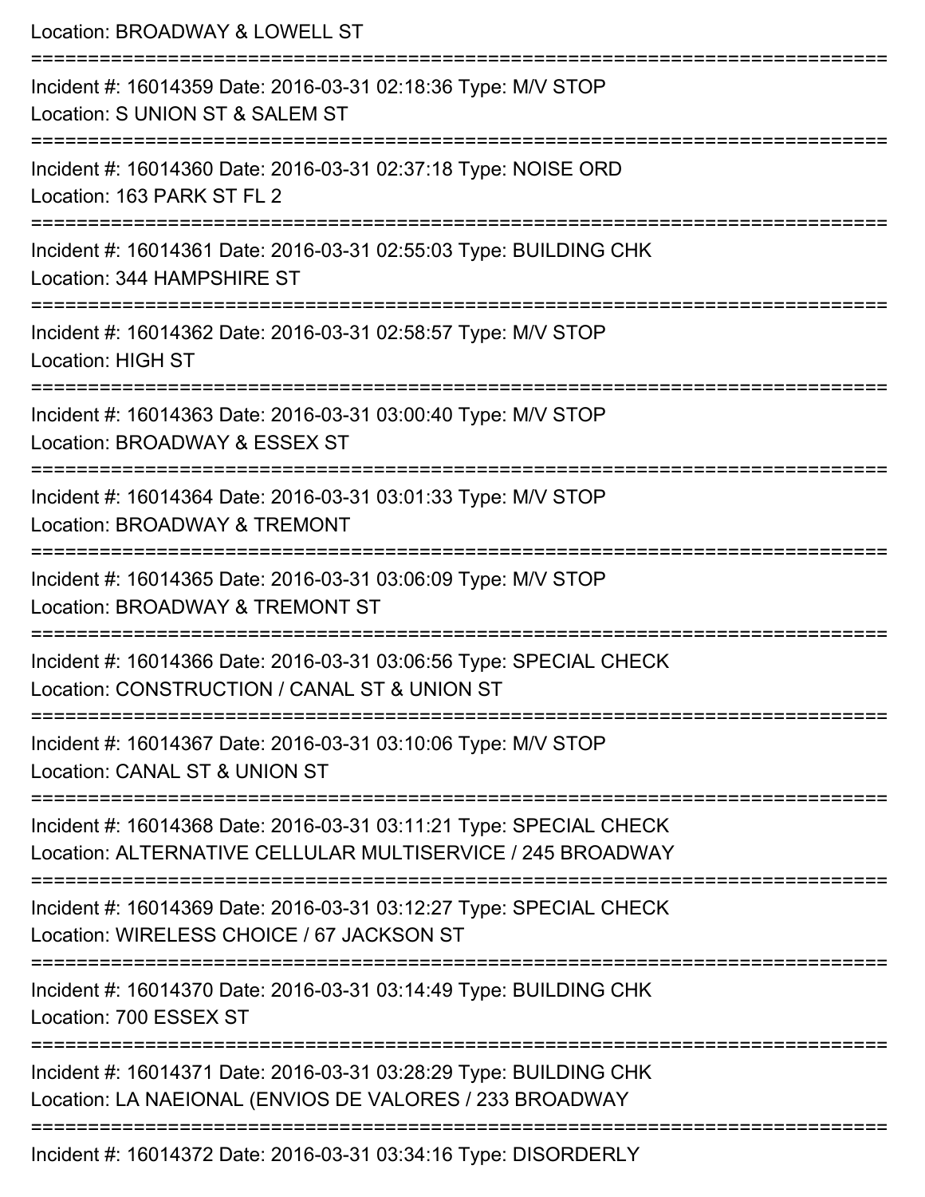Location: BROADWAY & LOWELL ST

===========================================================================

Incident #: 16014359 Date: 2016-03-31 02:18:36 Type: M/V STOP

Location: S UNION ST & SALEM ST

===========================================================================

Incident #: 16014360 Date: 2016-03-31 02:37:18 Type: NOISE ORD

Location: 163 PARK ST FL 2

===========================================================================

Incident #: 16014361 Date: 2016-03-31 02:55:03 Type: BUILDING CHK

Location: 344 HAMPSHIRE ST

===========================================================================

Incident #: 16014362 Date: 2016-03-31 02:58:57 Type: M/V STOP

Location: HIGH ST

===========================================================================

Incident #: 16014363 Date: 2016-03-31 03:00:40 Type: M/V STOP

Location: BROADWAY & ESSEX ST

===========================================================================

Incident #: 16014364 Date: 2016-03-31 03:01:33 Type: M/V STOP

Location: BROADWAY & TREMONT

===========================================================================

Incident #: 16014365 Date: 2016-03-31 03:06:09 Type: M/V STOP

Location: BROADWAY & TREMONT ST

===========================================================================

Incident #: 16014366 Date: 2016-03-31 03:06:56 Type: SPECIAL CHECK

Location: CONSTRUCTION / CANAL ST & UNION ST

===========================================================================

Incident #: 16014367 Date: 2016-03-31 03:10:06 Type: M/V STOP

Location: CANAL ST & UNION ST

===========================================================================

Incident #: 16014368 Date: 2016-03-31 03:11:21 Type: SPECIAL CHECK

Location: ALTERNATIVE CELLULAR MULTISERVICE / 245 BROADWAY

===========================================================================

Incident #: 16014369 Date: 2016-03-31 03:12:27 Type: SPECIAL CHECK

Location: WIRELESS CHOICE / 67 JACKSON ST

===========================================================================

Incident #: 16014370 Date: 2016-03-31 03:14:49 Type: BUILDING CHK

Location: 700 ESSEX ST

===========================================================================

Incident #: 16014371 Date: 2016-03-31 03:28:29 Type: BUILDING CHK

Location: LA NAEIONAL (ENVIOS DE VALORES / 233 BROADWAY

===========================================================================

Incident #: 16014372 Date: 2016-03-31 03:34:16 Type: DISORDERLY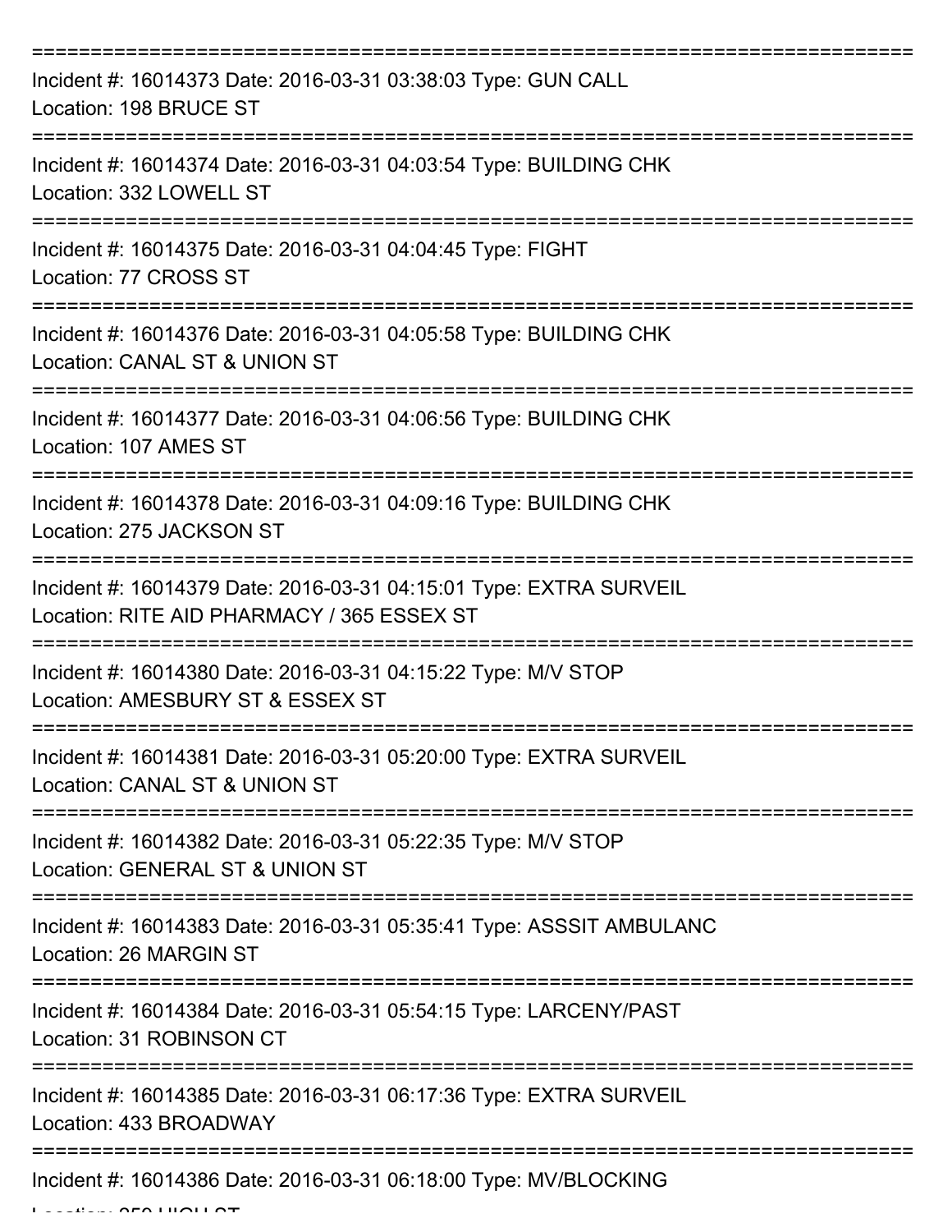===========================================================================

Incident #: 16014373 Date: 2016-03-31 03:38:03 Type: GUN CALL
Location: 198 BRUCE ST

===========================================================================

Incident #: 16014374 Date: 2016-03-31 04:03:54 Type: BUILDING CHK
Location: 332 LOWELL ST

===========================================================================

Incident #: 16014375 Date: 2016-03-31 04:04:45 Type: FIGHT
Location: 77 CROSS ST

===========================================================================

Incident #: 16014376 Date: 2016-03-31 04:05:58 Type: BUILDING CHK
Location: CANAL ST & UNION ST

===========================================================================

Incident #: 16014377 Date: 2016-03-31 04:06:56 Type: BUILDING CHK
Location: 107 AMES ST

===========================================================================

Incident #: 16014378 Date: 2016-03-31 04:09:16 Type: BUILDING CHK
Location: 275 JACKSON ST

===========================================================================

Incident #: 16014379 Date: 2016-03-31 04:15:01 Type: EXTRA SURVEIL
Location: RITE AID PHARMACY / 365 ESSEX ST

===========================================================================

Incident #: 16014380 Date: 2016-03-31 04:15:22 Type: M/V STOP
Location: AMESBURY ST & ESSEX ST

===========================================================================

Incident #: 16014381 Date: 2016-03-31 05:20:00 Type: EXTRA SURVEIL
Location: CANAL ST & UNION ST

===========================================================================

Incident #: 16014382 Date: 2016-03-31 05:22:35 Type: M/V STOP
Location: GENERAL ST & UNION ST

===========================================================================

Incident #: 16014383 Date: 2016-03-31 05:35:41 Type: ASSSIT AMBULANC
Location: 26 MARGIN ST

===========================================================================

Incident #: 16014384 Date: 2016-03-31 05:54:15 Type: LARCENY/PAST
Location: 31 ROBINSON CT

===========================================================================

Incident #: 16014385 Date: 2016-03-31 06:17:36 Type: EXTRA SURVEIL
Location: 433 BROADWAY

===========================================================================

Incident #: 16014386 Date: 2016-03-31 06:18:00 Type: MV/BLOCKING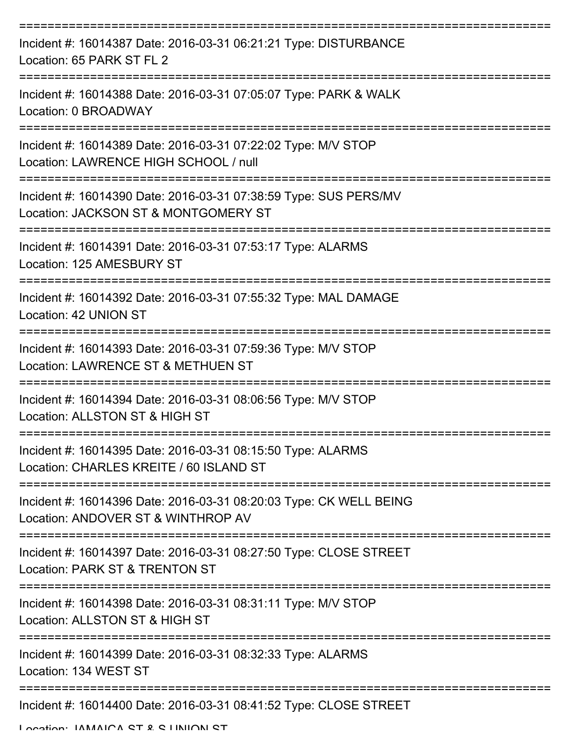===========================================================================

Incident #: 16014387 Date: 2016-03-31 06:21:21 Type: DISTURBANCE
Location: 65 PARK ST FL 2

===========================================================================

Incident #: 16014388 Date: 2016-03-31 07:05:07 Type: PARK & WALK
Location: 0 BROADWAY

===========================================================================

Incident #: 16014389 Date: 2016-03-31 07:22:02 Type: M/V STOP
Location: LAWRENCE HIGH SCHOOL / null

===========================================================================

Incident #: 16014390 Date: 2016-03-31 07:38:59 Type: SUS PERS/MV
Location: JACKSON ST & MONTGOMERY ST

===========================================================================

Incident #: 16014391 Date: 2016-03-31 07:53:17 Type: ALARMS
Location: 125 AMESBURY ST

===========================================================================

Incident #: 16014392 Date: 2016-03-31 07:55:32 Type: MAL DAMAGE
Location: 42 UNION ST

===========================================================================

Incident #: 16014393 Date: 2016-03-31 07:59:36 Type: M/V STOP
Location: LAWRENCE ST & METHUEN ST

===========================================================================

Incident #: 16014394 Date: 2016-03-31 08:06:56 Type: M/V STOP
Location: ALLSTON ST & HIGH ST

===========================================================================

Incident #: 16014395 Date: 2016-03-31 08:15:50 Type: ALARMS
Location: CHARLES KREITE / 60 ISLAND ST

===========================================================================

Incident #: 16014396 Date: 2016-03-31 08:20:03 Type: CK WELL BEING
Location: ANDOVER ST & WINTHROP AV

===========================================================================

Incident #: 16014397 Date: 2016-03-31 08:27:50 Type: CLOSE STREET
Location: PARK ST & TRENTON ST

===========================================================================

Incident #: 16014398 Date: 2016-03-31 08:31:11 Type: M/V STOP
Location: ALLSTON ST & HIGH ST

===========================================================================

Incident #: 16014399 Date: 2016-03-31 08:32:33 Type: ALARMS
Location: 134 WEST ST

===========================================================================

Incident #: 16014400 Date: 2016-03-31 08:41:52 Type: CLOSE STREET
Location: JAMAICA ST & S UNION ST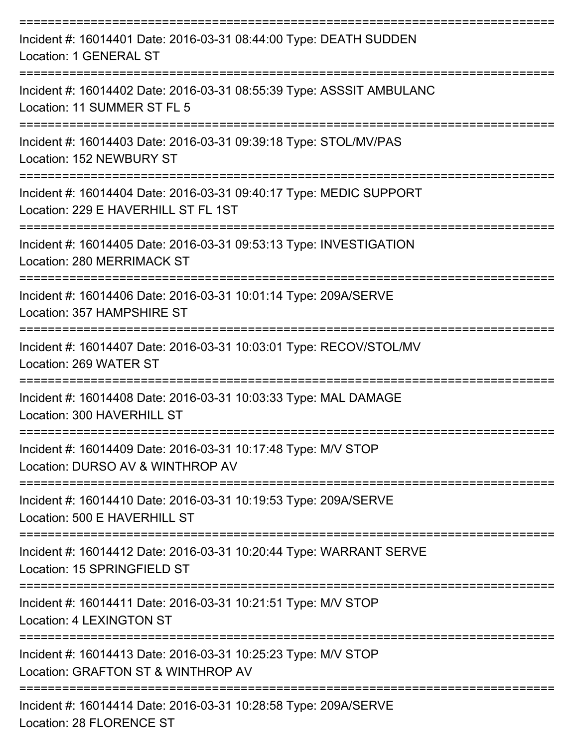Incident #: 16014401 Date: 2016-03-31 08:44:00 Type: DEATH SUDDEN
Location: 1 GENERAL ST

---

Incident #: 16014402 Date: 2016-03-31 08:55:39 Type: ASSSIT AMBULANC
Location: 11 SUMMER ST FL 5

---

Incident #: 16014403 Date: 2016-03-31 09:39:18 Type: STOL/MV/PAS
Location: 152 NEWBURY ST

---

Incident #: 16014404 Date: 2016-03-31 09:40:17 Type: MEDIC SUPPORT
Location: 229 E HAVERHILL ST FL 1ST

---

Incident #: 16014405 Date: 2016-03-31 09:53:13 Type: INVESTIGATION
Location: 280 MERRIMACK ST

---

Incident #: 16014406 Date: 2016-03-31 10:01:14 Type: 209A/SERVE
Location: 357 HAMPSHIRE ST

---

Incident #: 16014407 Date: 2016-03-31 10:03:01 Type: RECOV/STOL/MV
Location: 269 WATER ST

---

Incident #: 16014408 Date: 2016-03-31 10:03:33 Type: MAL DAMAGE
Location: 300 HAVERHILL ST

---

Incident #: 16014409 Date: 2016-03-31 10:17:48 Type: M/V STOP
Location: DURSO AV & WINTHROP AV

---

Incident #: 16014410 Date: 2016-03-31 10:19:53 Type: 209A/SERVE
Location: 500 E HAVERHILL ST

---

Incident #: 16014412 Date: 2016-03-31 10:20:44 Type: WARRANT SERVE
Location: 15 SPRINGFIELD ST

---

Incident #: 16014411 Date: 2016-03-31 10:21:51 Type: M/V STOP
Location: 4 LEXINGTON ST

---

Incident #: 16014413 Date: 2016-03-31 10:25:23 Type: M/V STOP
Location: GRAFTON ST & WINTHROP AV

---

Incident #: 16014414 Date: 2016-03-31 10:28:58 Type: 209A/SERVE
Location: 28 FLORENCE ST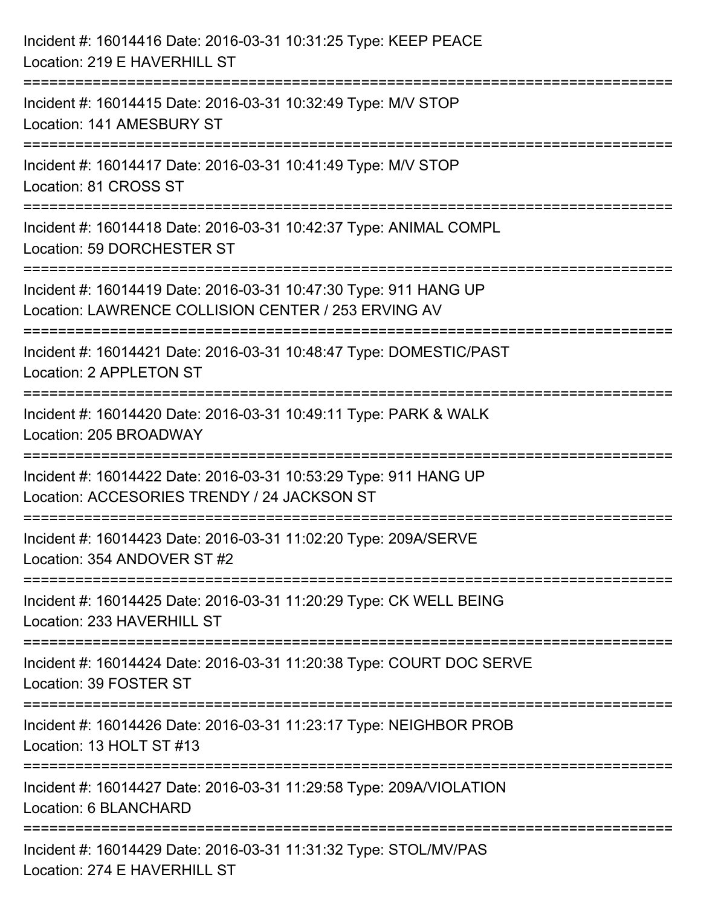Incident #: 16014416 Date: 2016-03-31 10:31:25 Type: KEEP PEACE
Location: 219 E HAVERHILL ST

===========================================================================

Incident #: 16014415 Date: 2016-03-31 10:32:49 Type: M/V STOP
Location: 141 AMESBURY ST

===========================================================================

Incident #: 16014417 Date: 2016-03-31 10:41:49 Type: M/V STOP
Location: 81 CROSS ST

===========================================================================

Incident #: 16014418 Date: 2016-03-31 10:42:37 Type: ANIMAL COMPL
Location: 59 DORCHESTER ST

===========================================================================

Incident #: 16014419 Date: 2016-03-31 10:47:30 Type: 911 HANG UP
Location: LAWRENCE COLLISION CENTER / 253 ERVING AV

===========================================================================

Incident #: 16014421 Date: 2016-03-31 10:48:47 Type: DOMESTIC/PAST
Location: 2 APPLETON ST

===========================================================================

Incident #: 16014420 Date: 2016-03-31 10:49:11 Type: PARK & WALK
Location: 205 BROADWAY

===========================================================================

Incident #: 16014422 Date: 2016-03-31 10:53:29 Type: 911 HANG UP
Location: ACCESORIES TRENDY / 24 JACKSON ST

===========================================================================

Incident #: 16014423 Date: 2016-03-31 11:02:20 Type: 209A/SERVE
Location: 354 ANDOVER ST #2

===========================================================================

Incident #: 16014425 Date: 2016-03-31 11:20:29 Type: CK WELL BEING
Location: 233 HAVERHILL ST

===========================================================================

Incident #: 16014424 Date: 2016-03-31 11:20:38 Type: COURT DOC SERVE
Location: 39 FOSTER ST

===========================================================================

Incident #: 16014426 Date: 2016-03-31 11:23:17 Type: NEIGHBOR PROB
Location: 13 HOLT ST #13

===========================================================================

Incident #: 16014427 Date: 2016-03-31 11:29:58 Type: 209A/VIOLATION
Location: 6 BLANCHARD

===========================================================================

Incident #: 16014429 Date: 2016-03-31 11:31:32 Type: STOL/MV/PAS
Location: 274 E HAVERHILL ST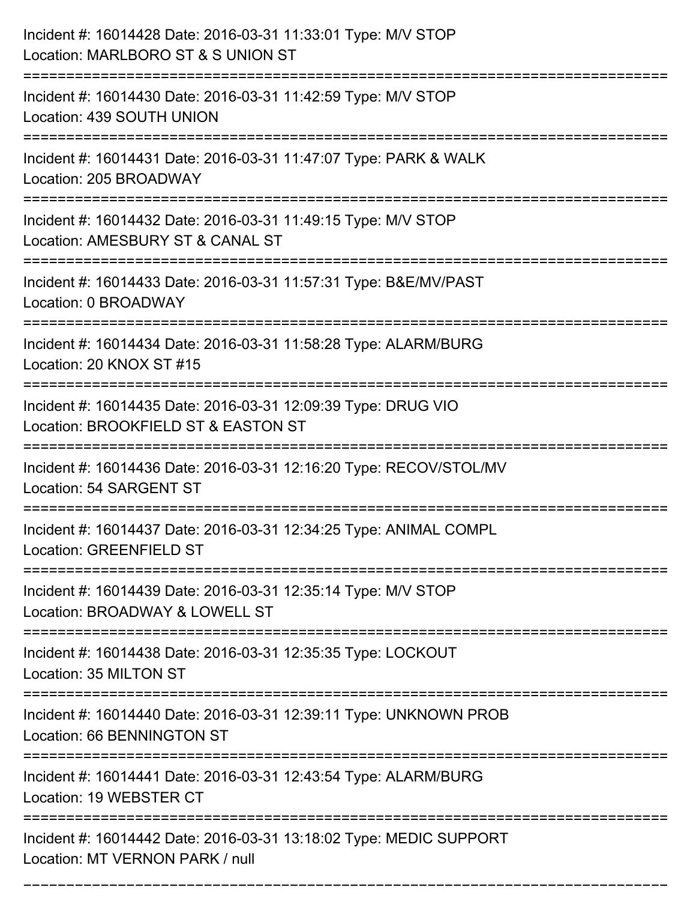Incident #: 16014428 Date: 2016-03-31 11:33:01 Type: M/V STOP
Location: MARLBORO ST & S UNION ST

===========================================================================

Incident #: 16014430 Date: 2016-03-31 11:42:59 Type: M/V STOP
Location: 439 SOUTH UNION

===========================================================================

Incident #: 16014431 Date: 2016-03-31 11:47:07 Type: PARK & WALK
Location: 205 BROADWAY

===========================================================================

Incident #: 16014432 Date: 2016-03-31 11:49:15 Type: M/V STOP
Location: AMESBURY ST & CANAL ST

===========================================================================

Incident #: 16014433 Date: 2016-03-31 11:57:31 Type: B&E/MV/PAST
Location: 0 BROADWAY

===========================================================================

Incident #: 16014434 Date: 2016-03-31 11:58:28 Type: ALARM/BURG
Location: 20 KNOX ST #15

===========================================================================

Incident #: 16014435 Date: 2016-03-31 12:09:39 Type: DRUG VIO
Location: BROOKFIELD ST & EASTON ST

===========================================================================

Incident #: 16014436 Date: 2016-03-31 12:16:20 Type: RECOV/STOL/MV
Location: 54 SARGENT ST

===========================================================================

Incident #: 16014437 Date: 2016-03-31 12:34:25 Type: ANIMAL COMPL
Location: GREENFIELD ST

===========================================================================

Incident #: 16014439 Date: 2016-03-31 12:35:14 Type: M/V STOP
Location: BROADWAY & LOWELL ST

===========================================================================

Incident #: 16014438 Date: 2016-03-31 12:35:35 Type: LOCKOUT
Location: 35 MILTON ST

===========================================================================

Incident #: 16014440 Date: 2016-03-31 12:39:11 Type: UNKNOWN PROB
Location: 66 BENNINGTON ST

===========================================================================

Incident #: 16014441 Date: 2016-03-31 12:43:54 Type: ALARM/BURG
Location: 19 WEBSTER CT

===========================================================================

Incident #: 16014442 Date: 2016-03-31 13:18:02 Type: MEDIC SUPPORT
Location: MT VERNON PARK / null

===========================================================================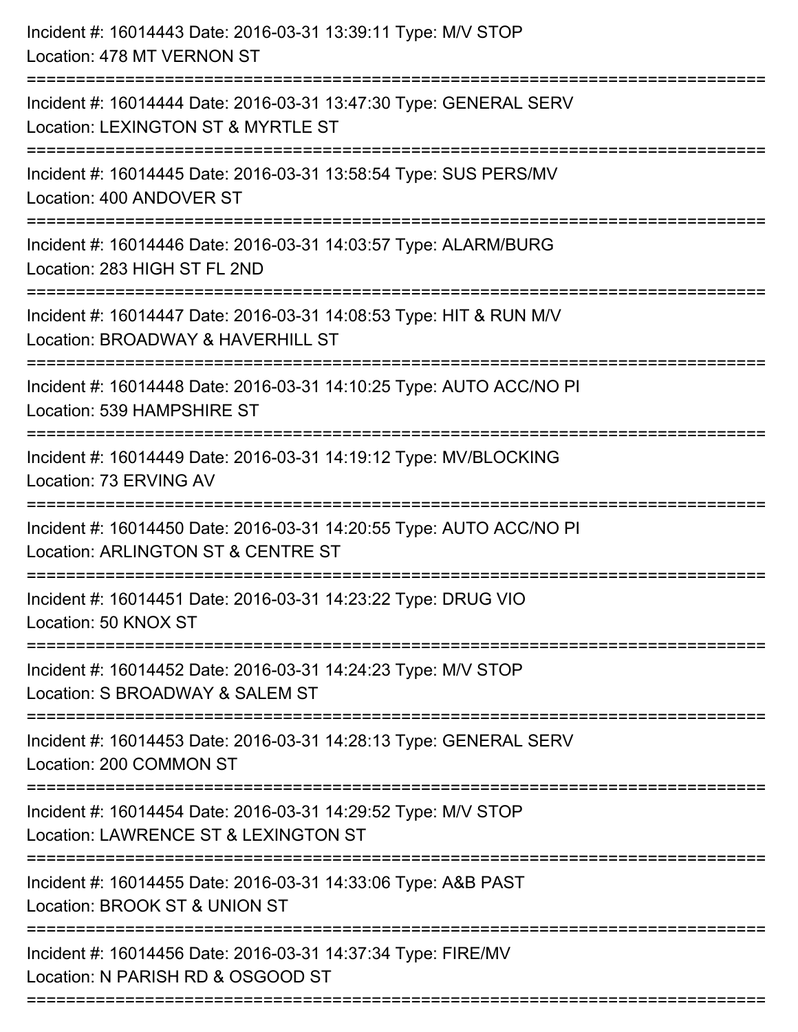Incident #: 16014443 Date: 2016-03-31 13:39:11 Type: M/V STOP
Location: 478 MT VERNON ST

===========================================================================

Incident #: 16014444 Date: 2016-03-31 13:47:30 Type: GENERAL SERV
Location: LEXINGTON ST & MYRTLE ST

===========================================================================

Incident #: 16014445 Date: 2016-03-31 13:58:54 Type: SUS PERS/MV
Location: 400 ANDOVER ST

===========================================================================

Incident #: 16014446 Date: 2016-03-31 14:03:57 Type: ALARM/BURG
Location: 283 HIGH ST FL 2ND

===========================================================================

Incident #: 16014447 Date: 2016-03-31 14:08:53 Type: HIT & RUN M/V
Location: BROADWAY & HAVERHILL ST

===========================================================================

Incident #: 16014448 Date: 2016-03-31 14:10:25 Type: AUTO ACC/NO PI
Location: 539 HAMPSHIRE ST

===========================================================================

Incident #: 16014449 Date: 2016-03-31 14:19:12 Type: MV/BLOCKING
Location: 73 ERVING AV

===========================================================================

Incident #: 16014450 Date: 2016-03-31 14:20:55 Type: AUTO ACC/NO PI
Location: ARLINGTON ST & CENTRE ST

===========================================================================

Incident #: 16014451 Date: 2016-03-31 14:23:22 Type: DRUG VIO
Location: 50 KNOX ST

===========================================================================

Incident #: 16014452 Date: 2016-03-31 14:24:23 Type: M/V STOP
Location: S BROADWAY & SALEM ST

===========================================================================

Incident #: 16014453 Date: 2016-03-31 14:28:13 Type: GENERAL SERV
Location: 200 COMMON ST

===========================================================================

Incident #: 16014454 Date: 2016-03-31 14:29:52 Type: M/V STOP
Location: LAWRENCE ST & LEXINGTON ST

===========================================================================

Incident #: 16014455 Date: 2016-03-31 14:33:06 Type: A&B PAST
Location: BROOK ST & UNION ST

===========================================================================

Incident #: 16014456 Date: 2016-03-31 14:37:34 Type: FIRE/MV
Location: N PARISH RD & OSGOOD ST

===========================================================================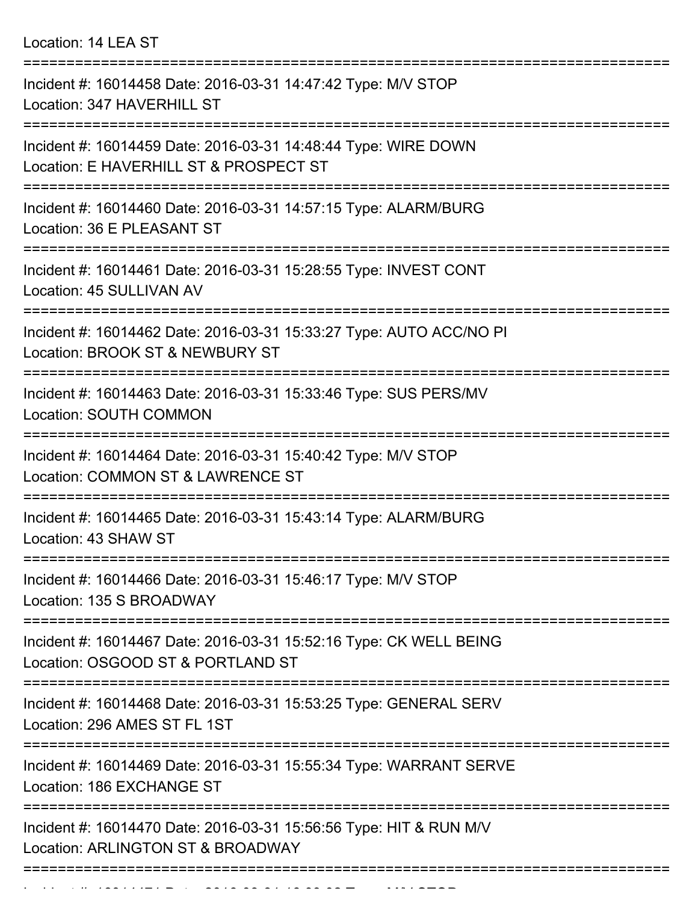Location: 14 LEA ST

===========================================================================

Incident #: 16014458 Date: 2016-03-31 14:47:42 Type: M/V STOP
Location: 347 HAVERHILL ST

===========================================================================

Incident #: 16014459 Date: 2016-03-31 14:48:44 Type: WIRE DOWN
Location: E HAVERHILL ST & PROSPECT ST

===========================================================================

Incident #: 16014460 Date: 2016-03-31 14:57:15 Type: ALARM/BURG
Location: 36 E PLEASANT ST

===========================================================================

Incident #: 16014461 Date: 2016-03-31 15:28:55 Type: INVEST CONT
Location: 45 SULLIVAN AV

===========================================================================

Incident #: 16014462 Date: 2016-03-31 15:33:27 Type: AUTO ACC/NO PI
Location: BROOK ST & NEWBURY ST

===========================================================================

Incident #: 16014463 Date: 2016-03-31 15:33:46 Type: SUS PERS/MV
Location: SOUTH COMMON

===========================================================================

Incident #: 16014464 Date: 2016-03-31 15:40:42 Type: M/V STOP
Location: COMMON ST & LAWRENCE ST

===========================================================================

Incident #: 16014465 Date: 2016-03-31 15:43:14 Type: ALARM/BURG
Location: 43 SHAW ST

===========================================================================

Incident #: 16014466 Date: 2016-03-31 15:46:17 Type: M/V STOP
Location: 135 S BROADWAY

===========================================================================

Incident #: 16014467 Date: 2016-03-31 15:52:16 Type: CK WELL BEING
Location: OSGOOD ST & PORTLAND ST

===========================================================================

Incident #: 16014468 Date: 2016-03-31 15:53:25 Type: GENERAL SERV
Location: 296 AMES ST FL 1ST

===========================================================================

Incident #: 16014469 Date: 2016-03-31 15:55:34 Type: WARRANT SERVE
Location: 186 EXCHANGE ST

===========================================================================

Incident #: 16014470 Date: 2016-03-31 15:56:56 Type: HIT & RUN M/V
Location: ARLINGTON ST & BROADWAY

===========================================================================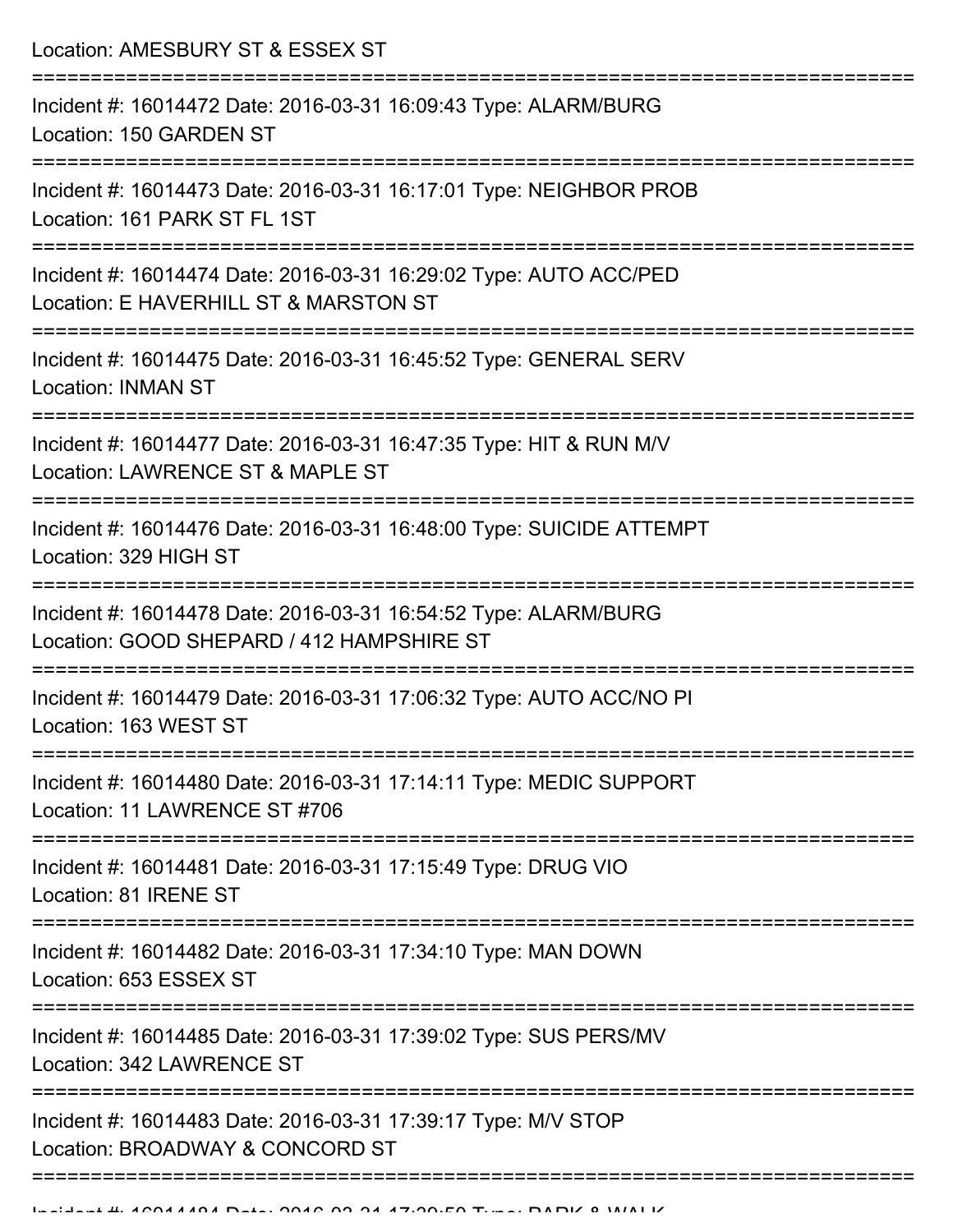Location: AMESBURY ST & ESSEX ST

===========================================================================

Incident #: 16014472 Date: 2016-03-31 16:09:43 Type: ALARM/BURG
Location: 150 GARDEN ST

===========================================================================

Incident #: 16014473 Date: 2016-03-31 16:17:01 Type: NEIGHBOR PROB
Location: 161 PARK ST FL 1ST

===========================================================================

Incident #: 16014474 Date: 2016-03-31 16:29:02 Type: AUTO ACC/PED
Location: E HAVERHILL ST & MARSTON ST

===========================================================================

Incident #: 16014475 Date: 2016-03-31 16:45:52 Type: GENERAL SERV
Location: INMAN ST

===========================================================================

Incident #: 16014477 Date: 2016-03-31 16:47:35 Type: HIT & RUN M/V
Location: LAWRENCE ST & MAPLE ST

===========================================================================

Incident #: 16014476 Date: 2016-03-31 16:48:00 Type: SUICIDE ATTEMPT
Location: 329 HIGH ST

===========================================================================

Incident #: 16014478 Date: 2016-03-31 16:54:52 Type: ALARM/BURG
Location: GOOD SHEPARD / 412 HAMPSHIRE ST

===========================================================================

Incident #: 16014479 Date: 2016-03-31 17:06:32 Type: AUTO ACC/NO PI
Location: 163 WEST ST

===========================================================================

Incident #: 16014480 Date: 2016-03-31 17:14:11 Type: MEDIC SUPPORT
Location: 11 LAWRENCE ST #706

===========================================================================

Incident #: 16014481 Date: 2016-03-31 17:15:49 Type: DRUG VIO
Location: 81 IRENE ST

===========================================================================

Incident #: 16014482 Date: 2016-03-31 17:34:10 Type: MAN DOWN
Location: 653 ESSEX ST

===========================================================================

Incident #: 16014485 Date: 2016-03-31 17:39:02 Type: SUS PERS/MV
Location: 342 LAWRENCE ST

===========================================================================

Incident #: 16014483 Date: 2016-03-31 17:39:17 Type: M/V STOP
Location: BROADWAY & CONCORD ST

===========================================================================

Incident #: 16014484 Date: 2016-03-31 17:39:50 Type: PARK & WALK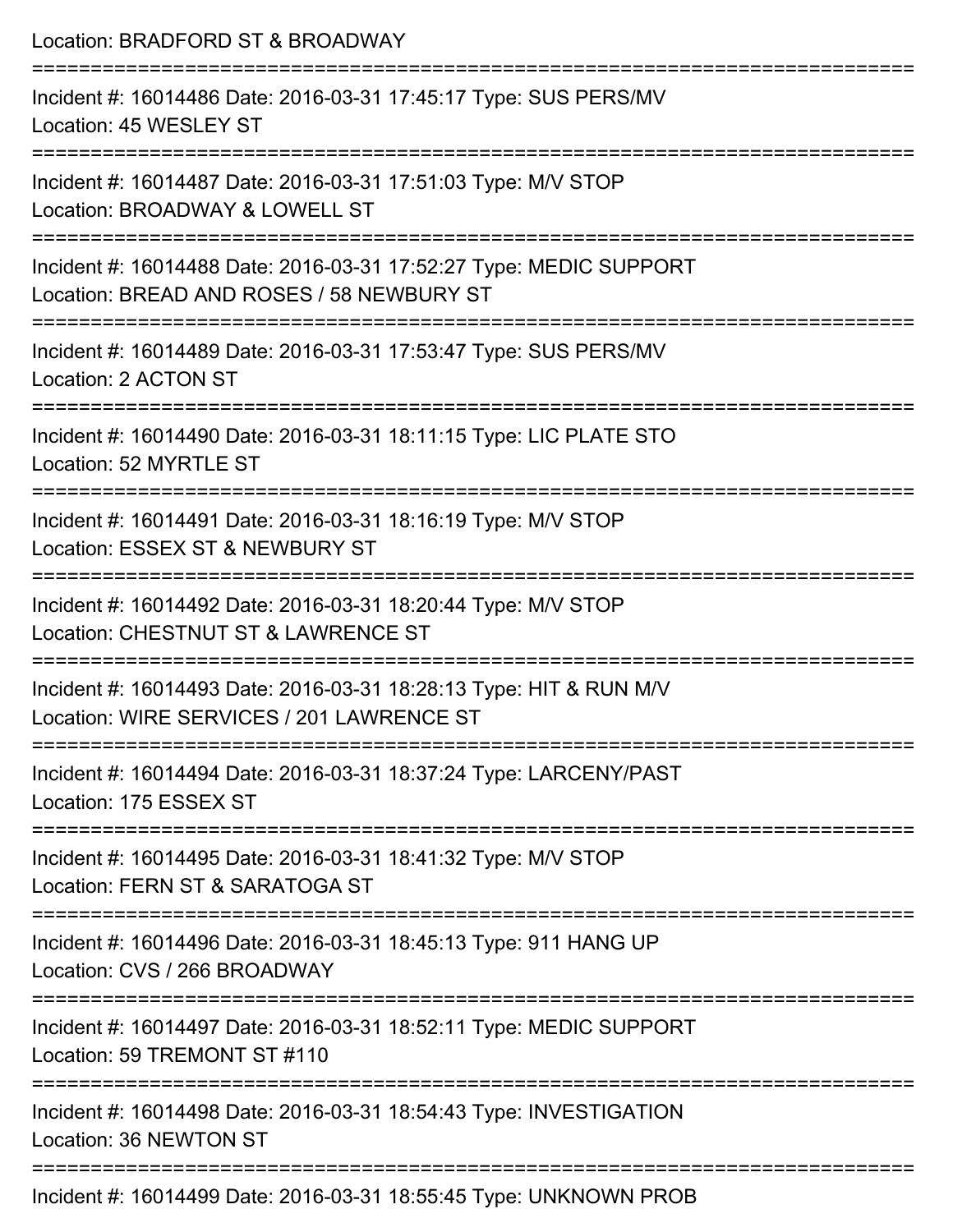Location: BRADFORD ST & BROADWAY

===========================================================================

Incident #: 16014486 Date: 2016-03-31 17:45:17 Type: SUS PERS/MV
Location: 45 WESLEY ST

===========================================================================

Incident #: 16014487 Date: 2016-03-31 17:51:03 Type: M/V STOP
Location: BROADWAY & LOWELL ST

===========================================================================

Incident #: 16014488 Date: 2016-03-31 17:52:27 Type: MEDIC SUPPORT
Location: BREAD AND ROSES / 58 NEWBURY ST

===========================================================================

Incident #: 16014489 Date: 2016-03-31 17:53:47 Type: SUS PERS/MV
Location: 2 ACTON ST

===========================================================================

Incident #: 16014490 Date: 2016-03-31 18:11:15 Type: LIC PLATE STO
Location: 52 MYRTLE ST

===========================================================================

Incident #: 16014491 Date: 2016-03-31 18:16:19 Type: M/V STOP
Location: ESSEX ST & NEWBURY ST

===========================================================================

Incident #: 16014492 Date: 2016-03-31 18:20:44 Type: M/V STOP
Location: CHESTNUT ST & LAWRENCE ST

===========================================================================

Incident #: 16014493 Date: 2016-03-31 18:28:13 Type: HIT & RUN M/V
Location: WIRE SERVICES / 201 LAWRENCE ST

===========================================================================

Incident #: 16014494 Date: 2016-03-31 18:37:24 Type: LARCENY/PAST
Location: 175 ESSEX ST

===========================================================================

Incident #: 16014495 Date: 2016-03-31 18:41:32 Type: M/V STOP
Location: FERN ST & SARATOGA ST

===========================================================================

Incident #: 16014496 Date: 2016-03-31 18:45:13 Type: 911 HANG UP
Location: CVS / 266 BROADWAY

===========================================================================

Incident #: 16014497 Date: 2016-03-31 18:52:11 Type: MEDIC SUPPORT
Location: 59 TREMONT ST #110

===========================================================================

Incident #: 16014498 Date: 2016-03-31 18:54:43 Type: INVESTIGATION
Location: 36 NEWTON ST

===========================================================================

Incident #: 16014499 Date: 2016-03-31 18:55:45 Type: UNKNOWN PROB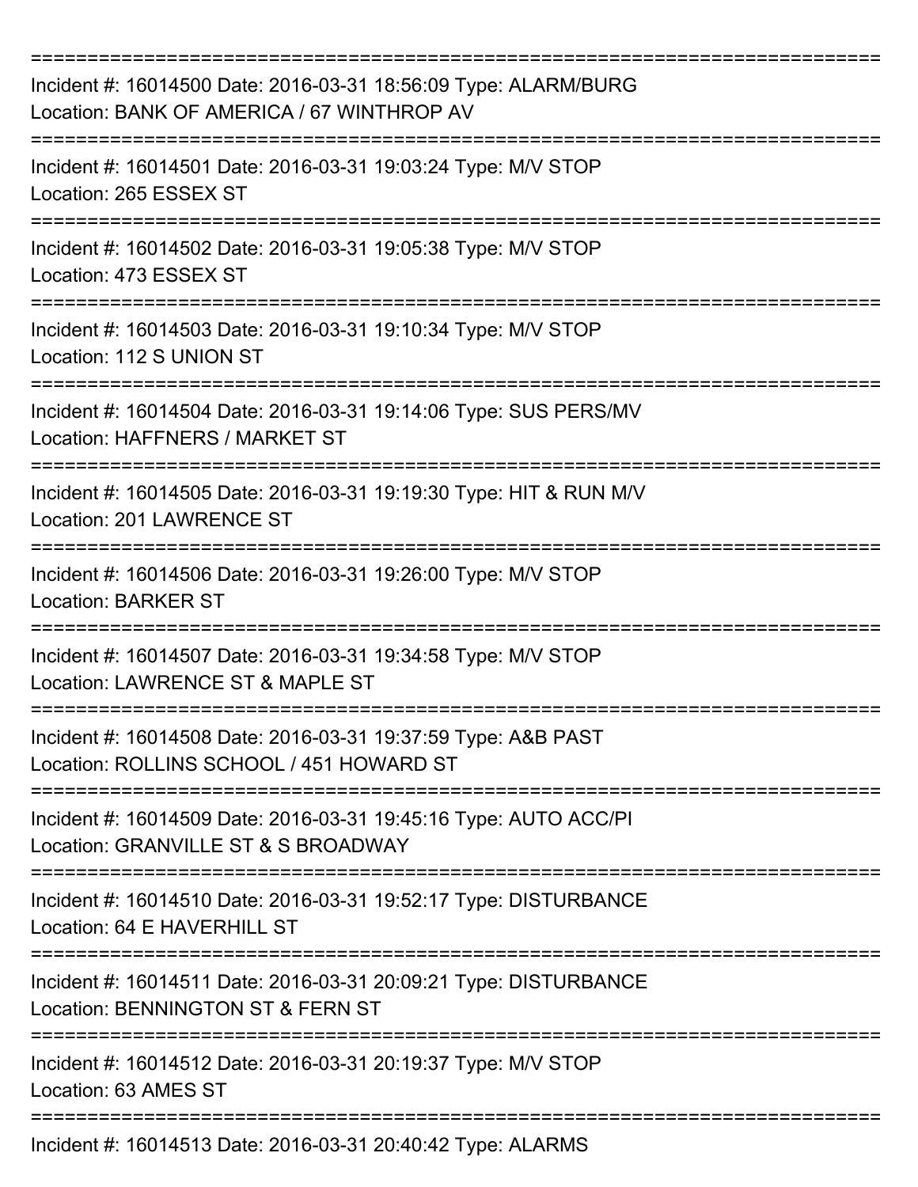===========================================================================
Incident #: 16014500 Date: 2016-03-31 18:56:09 Type: ALARM/BURG
Location: BANK OF AMERICA / 67 WINTHROP AV
===========================================================================
Incident #: 16014501 Date: 2016-03-31 19:03:24 Type: M/V STOP
Location: 265 ESSEX ST
===========================================================================
Incident #: 16014502 Date: 2016-03-31 19:05:38 Type: M/V STOP
Location: 473 ESSEX ST
===========================================================================
Incident #: 16014503 Date: 2016-03-31 19:10:34 Type: M/V STOP
Location: 112 S UNION ST
===========================================================================
Incident #: 16014504 Date: 2016-03-31 19:14:06 Type: SUS PERS/MV
Location: HAFFNERS / MARKET ST
===========================================================================
Incident #: 16014505 Date: 2016-03-31 19:19:30 Type: HIT & RUN M/V
Location: 201 LAWRENCE ST
===========================================================================
Incident #: 16014506 Date: 2016-03-31 19:26:00 Type: M/V STOP
Location: BARKER ST
===========================================================================
Incident #: 16014507 Date: 2016-03-31 19:34:58 Type: M/V STOP
Location: LAWRENCE ST & MAPLE ST
===========================================================================
Incident #: 16014508 Date: 2016-03-31 19:37:59 Type: A&B PAST
Location: ROLLINS SCHOOL / 451 HOWARD ST
===========================================================================
Incident #: 16014509 Date: 2016-03-31 19:45:16 Type: AUTO ACC/PI
Location: GRANVILLE ST & S BROADWAY
===========================================================================
Incident #: 16014510 Date: 2016-03-31 19:52:17 Type: DISTURBANCE
Location: 64 E HAVERHILL ST
===========================================================================
Incident #: 16014511 Date: 2016-03-31 20:09:21 Type: DISTURBANCE
Location: BENNINGTON ST & FERN ST
===========================================================================
Incident #: 16014512 Date: 2016-03-31 20:19:37 Type: M/V STOP
Location: 63 AMES ST
===========================================================================
Incident #: 16014513 Date: 2016-03-31 20:40:42 Type: ALARMS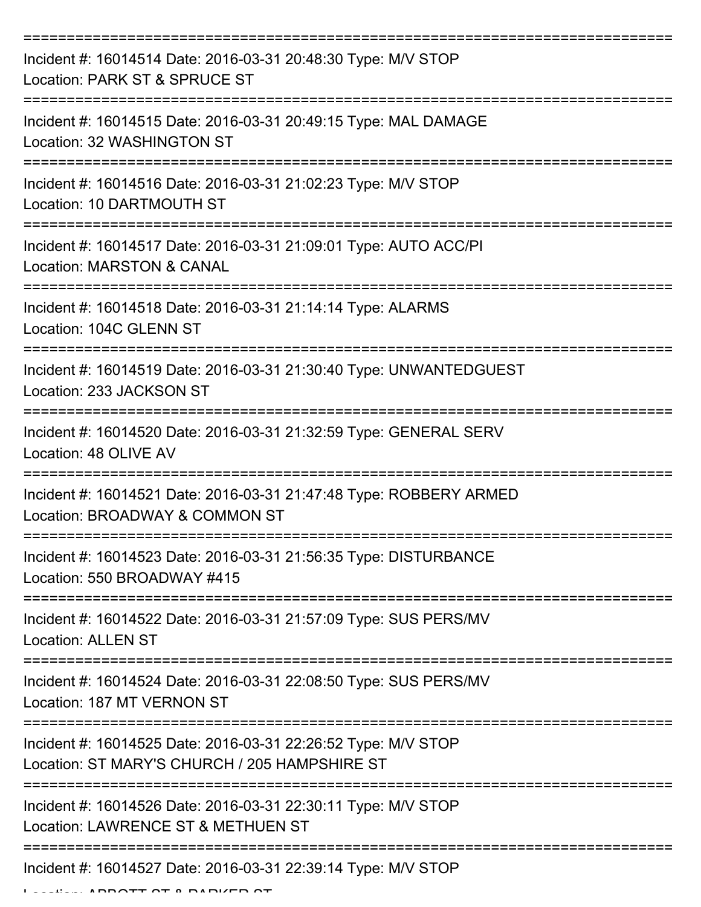===========================================================================

Incident #: 16014514 Date: 2016-03-31 20:48:30 Type: M/V STOP
Location: PARK ST & SPRUCE ST

===========================================================================

Incident #: 16014515 Date: 2016-03-31 20:49:15 Type: MAL DAMAGE
Location: 32 WASHINGTON ST

===========================================================================

Incident #: 16014516 Date: 2016-03-31 21:02:23 Type: M/V STOP
Location: 10 DARTMOUTH ST

===========================================================================

Incident #: 16014517 Date: 2016-03-31 21:09:01 Type: AUTO ACC/PI
Location: MARSTON & CANAL

===========================================================================

Incident #: 16014518 Date: 2016-03-31 21:14:14 Type: ALARMS
Location: 104C GLENN ST

===========================================================================

Incident #: 16014519 Date: 2016-03-31 21:30:40 Type: UNWANTEDGUEST
Location: 233 JACKSON ST

===========================================================================

Incident #: 16014520 Date: 2016-03-31 21:32:59 Type: GENERAL SERV
Location: 48 OLIVE AV

===========================================================================

Incident #: 16014521 Date: 2016-03-31 21:47:48 Type: ROBBERY ARMED
Location: BROADWAY & COMMON ST

===========================================================================

Incident #: 16014523 Date: 2016-03-31 21:56:35 Type: DISTURBANCE
Location: 550 BROADWAY #415

===========================================================================

Incident #: 16014522 Date: 2016-03-31 21:57:09 Type: SUS PERS/MV
Location: ALLEN ST

===========================================================================

Incident #: 16014524 Date: 2016-03-31 22:08:50 Type: SUS PERS/MV
Location: 187 MT VERNON ST

===========================================================================

Incident #: 16014525 Date: 2016-03-31 22:26:52 Type: M/V STOP
Location: ST MARY'S CHURCH / 205 HAMPSHIRE ST

===========================================================================

Incident #: 16014526 Date: 2016-03-31 22:30:11 Type: M/V STOP
Location: LAWRENCE ST & METHUEN ST

===========================================================================

Incident #: 16014527 Date: 2016-03-31 22:39:14 Type: M/V STOP
Location: ABBOTT ST & PARKER ST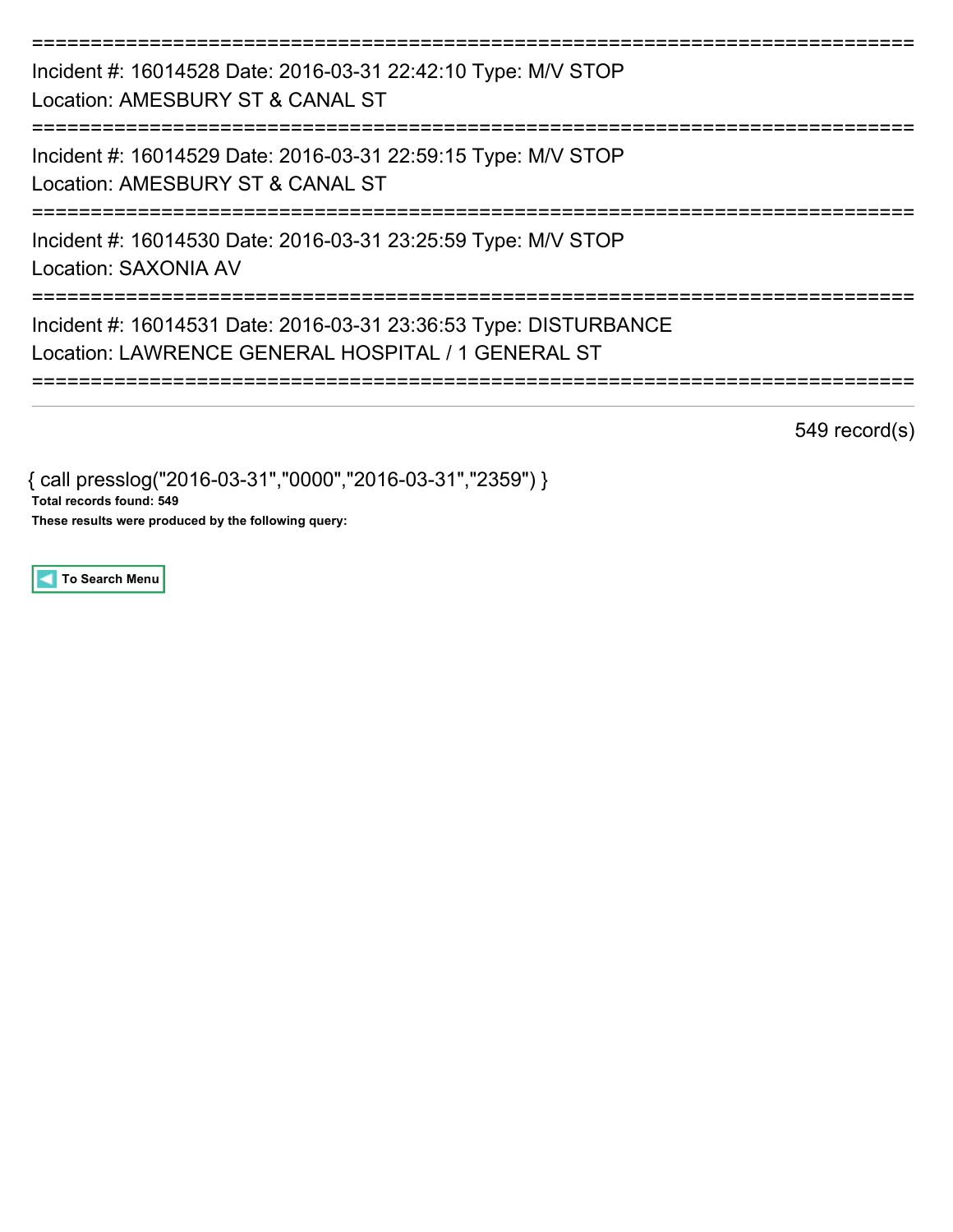===========================================================================

Incident #: 16014528 Date: 2016-03-31 22:42:10 Type: M/V STOP

Location: AMESBURY ST & CANAL ST

===========================================================================

Incident #: 16014529 Date: 2016-03-31 22:59:15 Type: M/V STOP

Location: AMESBURY ST & CANAL ST

===========================================================================

Incident #: 16014530 Date: 2016-03-31 23:25:59 Type: M/V STOP

Location: SAXONIA AV

===========================================================================

Incident #: 16014531 Date: 2016-03-31 23:36:53 Type: DISTURBANCE

Location: LAWRENCE GENERAL HOSPITAL / 1 GENERAL ST

===========================================================================

549 record(s)

{ call presslog("2016-03-31","0000","2016-03-31","2359") }

**Total records found: 549**

**These results were produced by the following query:**

**To Search Menu**